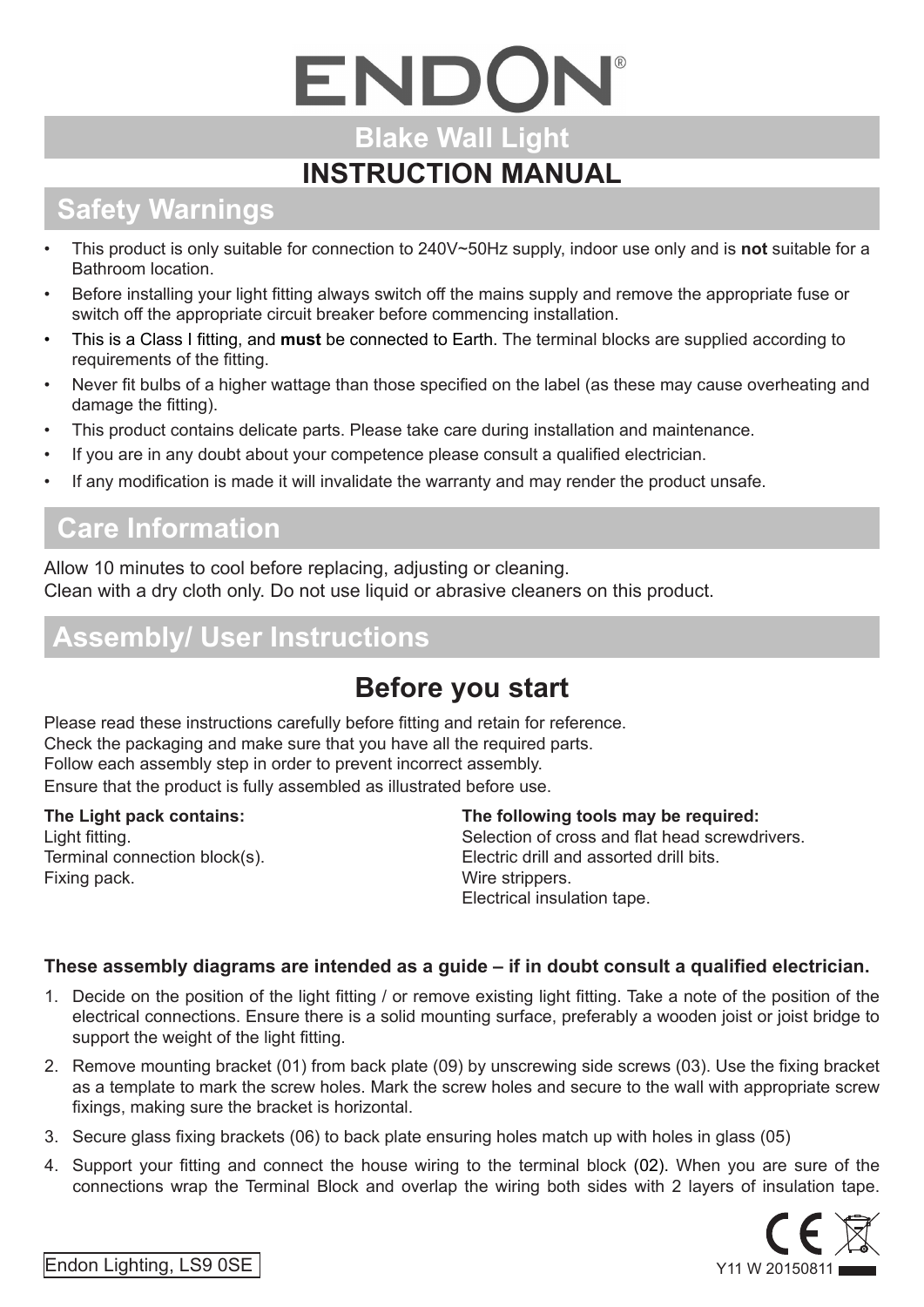# ENDON

## Blake Wall Light

# INSTRUCTION MANUAL

## Safety Warnings

- This product is only suitable for connection to 240V~50Hz supply, indoor use only and is **not** suitable for a Bathroom location.
- Before installing your light fitting always switch off the mains supply and remove the appropriate fuse or switch off the appropriate circuit breaker before commencing installation.
- This is a Class I fitting, and **must** be connected to Earth. The terminal blocks are supplied according to requirements of the fitting.
- Never fit bulbs of a higher wattage than those specified on the label (as these may cause overheating and damage the fitting).
- This product contains delicate parts. Please take care during installation and maintenance.
- If you are in any doubt about your competence please consult a qualified electrician.
- If any modification is made it will invalidate the warranty and may render the product unsafe.

## Care Information

Allow 10 minutes to cool before replacing, adjusting or cleaning.
Clean with a dry cloth only. Do not use liquid or abrasive cleaners on this product.

## Assembly/ User Instructions

### Before you start

Please read these instructions carefully before fitting and retain for reference.
Check the packaging and make sure that you have all the required parts.
Follow each assembly step in order to prevent incorrect assembly.
Ensure that the product is fully assembled as illustrated before use.

**The Light pack contains:**
Light fitting.
Terminal connection block(s).
Fixing pack.

**The following tools may be required:**
Selection of cross and flat head screwdrivers.
Electric drill and assorted drill bits.
Wire strippers.
Electrical insulation tape.

**These assembly diagrams are intended as a guide – if in doubt consult a qualified electrician.**

1. Decide on the position of the light fitting / or remove existing light fitting. Take a note of the position of the electrical connections. Ensure there is a solid mounting surface, preferably a wooden joist or joist bridge to support the weight of the light fitting.
2. Remove mounting bracket (01) from back plate (09) by unscrewing side screws (03). Use the fixing bracket as a template to mark the screw holes. Mark the screw holes and secure to the wall with appropriate screw fixings, making sure the bracket is horizontal.
3. Secure glass fixing brackets (06) to back plate ensuring holes match up with holes in glass (05)
4. Support your fitting and connect the house wiring to the terminal block (02). When you are sure of the connections wrap the Terminal Block and overlap the wiring both sides with 2 layers of insulation tape.

Endon Lighting, LS9 0SE

Y11 W 20150811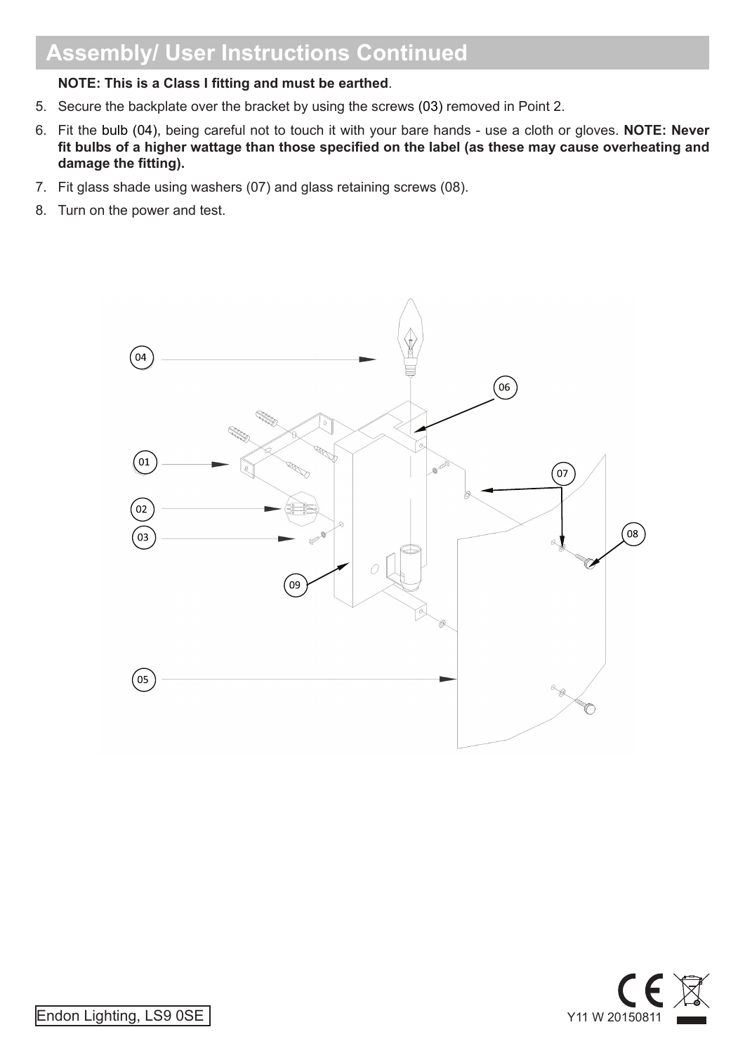# Assembly/ User Instructions Continued

**NOTE: This is a Class I fitting and must be earthed**.

5. Secure the backplate over the bracket by using the screws (03) removed in Point 2.
6. Fit the bulb (04), being careful not to touch it with your bare hands - use a cloth or gloves. **NOTE: Never fit bulbs of a higher wattage than those specified on the label (as these may cause overheating and damage the fitting).**
7. Fit glass shade using washers (07) and glass retaining screws (08).
8. Turn on the power and test.

04
06
01
07
02
03
08
09
05

Endon Lighting, LS9 0SE

Y11 W 20150811